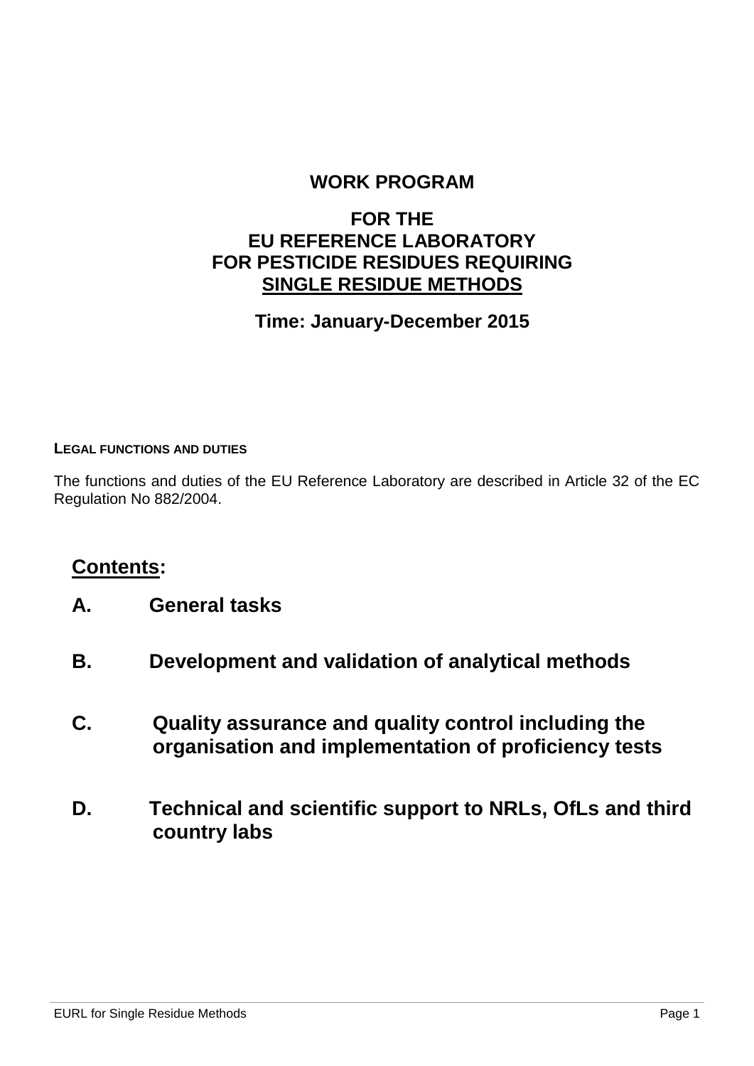# WORK PROGRAM

## FOR THE
## EU REFERENCE LABORATORY
## FOR PESTICIDE RESIDUES REQUIRING
## SINGLE RESIDUE METHODS

**Time: January-December 2015**

### LEGAL FUNCTIONS AND DUTIES

The functions and duties of the EU Reference Laboratory are described in Article 32 of the EC Regulation No 882/2004.

## Contents:

**A. General tasks**

**B. Development and validation of analytical methods**

**C. Quality assurance and quality control including the organisation and implementation of proficiency tests**

**D. Technical and scientific support to NRLs, OfLs and third country labs**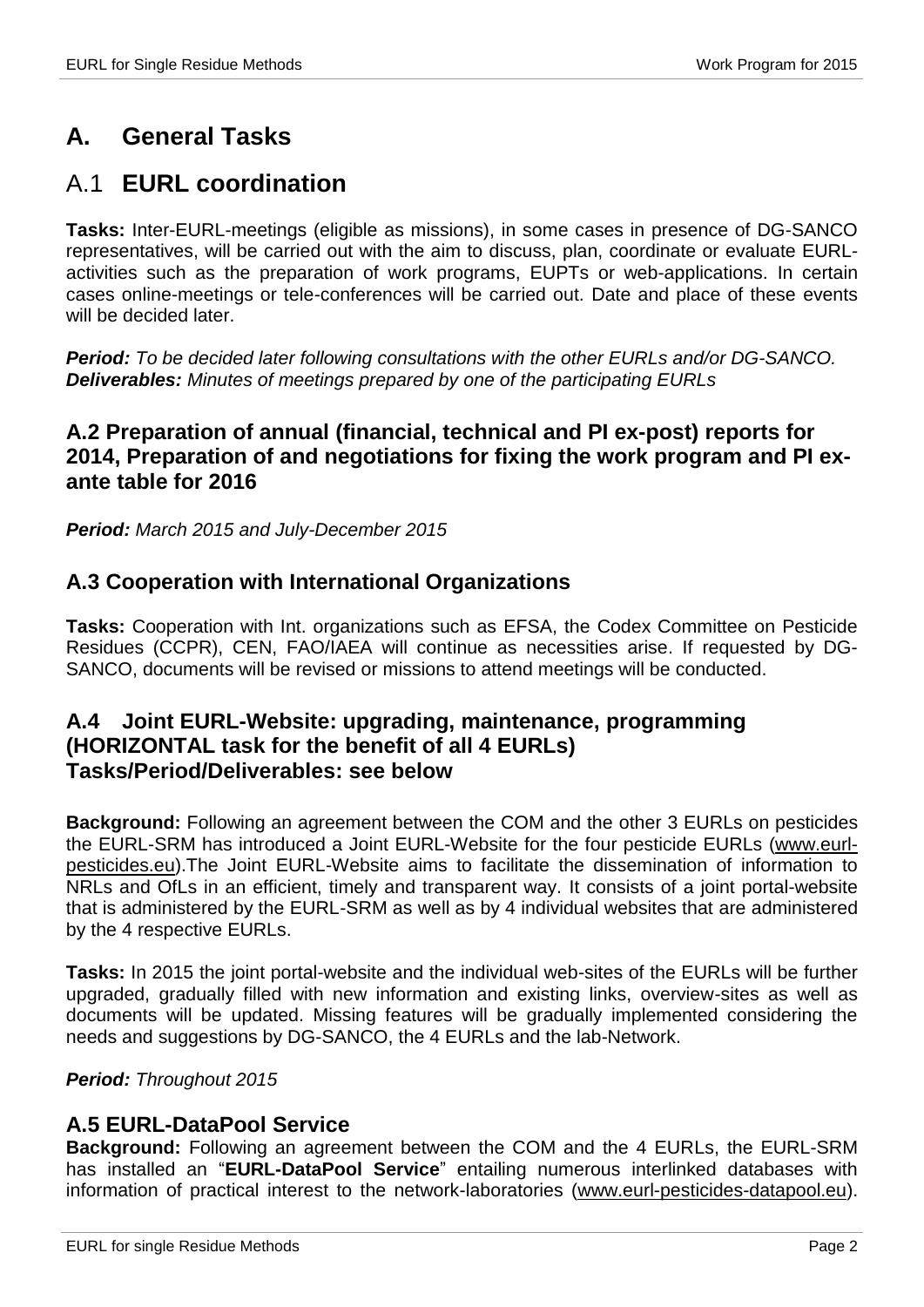# A. General Tasks

## A.1 EURL coordination

**Tasks:** Inter-EURL-meetings (eligible as missions), in some cases in presence of DG-SANCO representatives, will be carried out with the aim to discuss, plan, coordinate or evaluate EURL-activities such as the preparation of work programs, EUPTs or web-applications. In certain cases online-meetings or tele-conferences will be carried out. Date and place of these events will be decided later.

***Period:*** *To be decided later following consultations with the other EURLs and/or DG-SANCO.*
***Deliverables:*** *Minutes of meetings prepared by one of the participating EURLs*

### A.2 Preparation of annual (financial, technical and PI ex-post) reports for 2014, Preparation of and negotiations for fixing the work program and PI ex-ante table for 2016

***Period:*** *March 2015 and July-December 2015*

### A.3 Cooperation with International Organizations

**Tasks:** Cooperation with Int. organizations such as EFSA, the Codex Committee on Pesticide Residues (CCPR), CEN, FAO/IAEA will continue as necessities arise. If requested by DG-SANCO, documents will be revised or missions to attend meetings will be conducted.

### A.4 Joint EURL-Website: upgrading, maintenance, programming (HORIZONTAL task for the benefit of all 4 EURLs) Tasks/Period/Deliverables: see below

**Background:** Following an agreement between the COM and the other 3 EURLs on pesticides the EURL-SRM has introduced a Joint EURL-Website for the four pesticide EURLs (www.eurl-pesticides.eu).The Joint EURL-Website aims to facilitate the dissemination of information to NRLs and OfLs in an efficient, timely and transparent way. It consists of a joint portal-website that is administered by the EURL-SRM as well as by 4 individual websites that are administered by the 4 respective EURLs.

**Tasks:** In 2015 the joint portal-website and the individual web-sites of the EURLs will be further upgraded, gradually filled with new information and existing links, overview-sites as well as documents will be updated. Missing features will be gradually implemented considering the needs and suggestions by DG-SANCO, the 4 EURLs and the lab-Network.

***Period:*** *Throughout 2015*

### A.5 EURL-DataPool Service

**Background:** Following an agreement between the COM and the 4 EURLs, the EURL-SRM has installed an "**EURL-DataPool Service**" entailing numerous interlinked databases with information of practical interest to the network-laboratories (www.eurl-pesticides-datapool.eu).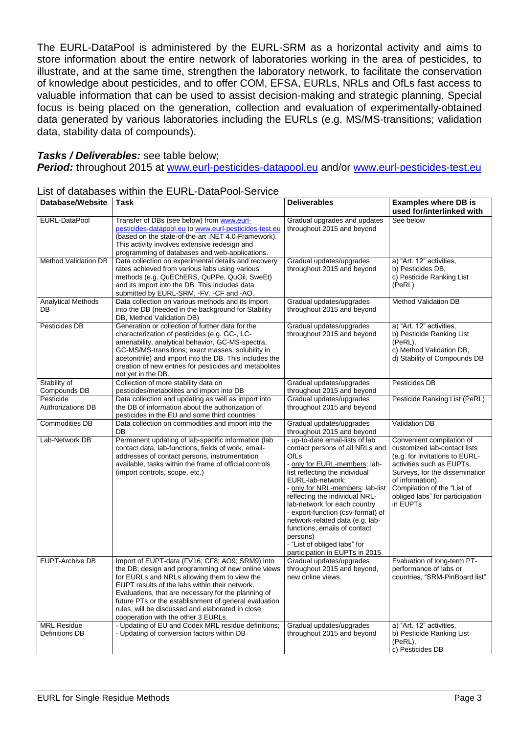The EURL-DataPool is administered by the EURL-SRM as a horizontal activity and aims to store information about the entire network of laboratories working in the area of pesticides, to illustrate, and at the same time, strengthen the laboratory network, to facilitate the conservation of knowledge about pesticides, and to offer COM, EFSA, EURLs, NRLs and OfLs fast access to valuable information that can be used to assist decision-making and strategic planning. Special focus is being placed on the generation, collection and evaluation of experimentally-obtained data generated by various laboratories including the EURLs (e.g. MS/MS-transitions; validation data, stability data of compounds).

***Tasks / Deliverables:*** see table below;
***Period:*** throughout 2015 at www.eurl-pesticides-datapool.eu and/or www.eurl-pesticides-test.eu

List of databases within the EURL-DataPool-Service

| Database/Website | Task | Deliverables | Examples where DB is used for/interlinked with |
|---|---|---|---|
| EURL-DataPool | Transfer of DBs (see below) from www.eurl-pesticides-datapool.eu to www.eurl-pesticides-test.eu (based on the state-of-the-art .NET 4.0-Framework). This activity involves extensive redesign and programming of databases and web-applications. | Gradual upgrades and updates throughout 2015 and beyond | See below |
| Method Validation DB | Data collection on experimental details and recovery rates achieved from various labs using various methods (e.g. QuEChERS, QuPPe, QuOil, SweEt) and its import into the DB. This includes data submitted by EURL-SRM, -FV, -CF and -AO. | Gradual updates/upgrades throughout 2015 and beyond | a) "Art. 12" activities,<br>b) Pesticides DB,<br>c) Pesticide Ranking List (PeRL) |
| Analytical Methods DB | Data collection on various methods and its import into the DB (needed in the background for Stability DB, Method Validation DB) | Gradual updates/upgrades throughout 2015 and beyond | Method Validation DB |
| Pesticides DB | Generation or collection of further data for the characterization of pesticides (e.g. GC-, LC-amenability, analytical behavior, GC-MS-spectra, GC-MS/MS-transitions; exact masses, solubility in acetonitrile) and import into the DB. This includes the creation of new entries for pesticides and metabolites not yet in the DB. | Gradual updates/upgrades throughout 2015 and beyond | a) "Art. 12" activities,<br>b) Pesticide Ranking List (PeRL),<br>c) Method Validation DB,<br>d) Stability of Compounds DB |
| Stability of Compounds DB | Collection of more stability data on pesticides/metabolites and import into DB | Gradual updates/upgrades throughout 2015 and beyond | Pesticides DB |
| Pesticide Authorizations DB | Data collection and updating as well as import into the DB of information about the authorization of pesticides in the EU and some third countries | Gradual updates/upgrades throughout 2015 and beyond | Pesticide Ranking List (PeRL) |
| Commodities DB | Data collection on commodities and import into the DB | Gradual updates/upgrades throughout 2015 and beyond | Validation DB |
| Lab-Network DB | Permanent updating of lab-specific information (lab contact data, lab-functions, fields of work, email-addresses of contact persons, instrumentation available, tasks within the frame of official controls (import controls, scope, etc.) | - up-to-date email-lists of lab contact persons of all NRLs and OfLs<br>- <u>only for EURL-members</u>: lab-list reflecting the individual EURL-lab-network;<br>- <u>only for NRL-members</u>: lab-list reflecting the individual NRL-lab-network for each country<br>- export-function (csv-format) of network-related data (e.g. lab-functions; emails of contact persons)<br>- "List of obliged labs" for participation in EUPTs in 2015 | Convenient compilation of customized lab-contact lists (e.g. for invitations to EURL-activities such as EUPTs, Surveys, for the dissemination of information).<br>Compilation of the "List of obliged labs" for participation in EUPTs |
| EUPT-Archive DB | Import of EUPT-data (FV16; CF8; AO9; SRM9) into the DB; design and programming of new online views for EURLs and NRLs allowing them to view the EUPT results of the labs within their network. Evaluations, that are necessary for the planning of future PTs or the establishment of general evaluation rules, will be discussed and elaborated in close cooperation with the other 3 EURLs. | Gradual updates/upgrades throughout 2015 and beyond, new online views | Evaluation of long-term PT-performance of labs or countries, "SRM-PinBoard list" |
| MRL Residue Definitions DB | - Updating of EU and Codex MRL residue definitions;<br>- Updating of conversion factors within DB | Gradual updates/upgrades throughout 2015 and beyond | a) "Art. 12" activities,<br>b) Pesticide Ranking List (PeRL),<br>c) Pesticides DB |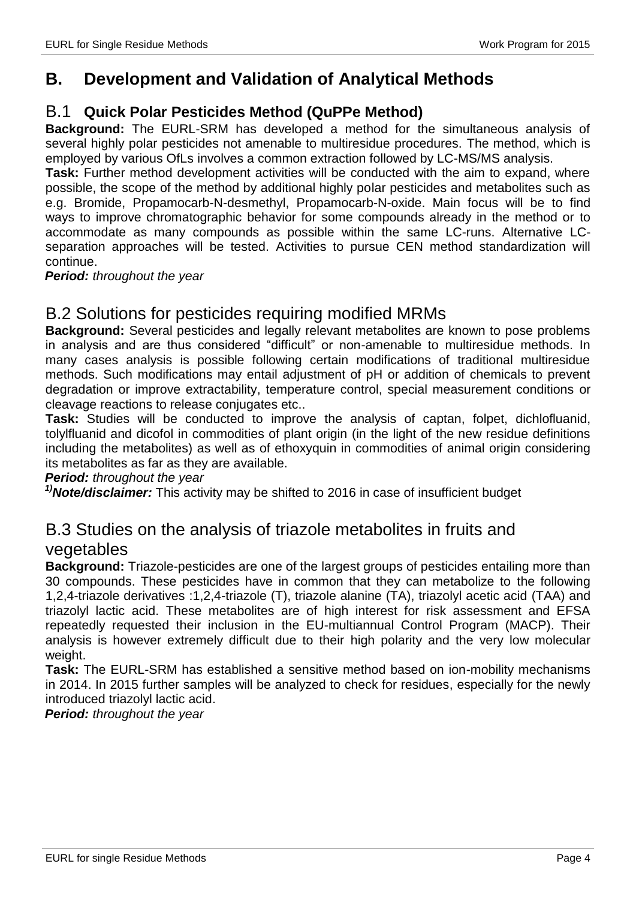# B. Development and Validation of Analytical Methods

## B.1 Quick Polar Pesticides Method (QuPPe Method)

**Background:** The EURL-SRM has developed a method for the simultaneous analysis of several highly polar pesticides not amenable to multiresidue procedures. The method, which is employed by various OfLs involves a common extraction followed by LC-MS/MS analysis.

**Task:** Further method development activities will be conducted with the aim to expand, where possible, the scope of the method by additional highly polar pesticides and metabolites such as e.g. Bromide, Propamocarb-N-desmethyl, Propamocarb-N-oxide. Main focus will be to find ways to improve chromatographic behavior for some compounds already in the method or to accommodate as many compounds as possible within the same LC-runs. Alternative LC-separation approaches will be tested. Activities to pursue CEN method standardization will continue.

***Period:*** *throughout the year*

## B.2 Solutions for pesticides requiring modified MRMs

**Background:** Several pesticides and legally relevant metabolites are known to pose problems in analysis and are thus considered "difficult" or non-amenable to multiresidue methods. In many cases analysis is possible following certain modifications of traditional multiresidue methods. Such modifications may entail adjustment of pH or addition of chemicals to prevent degradation or improve extractability, temperature control, special measurement conditions or cleavage reactions to release conjugates etc..

**Task:** Studies will be conducted to improve the analysis of captan, folpet, dichlofluanid, tolylfluanid and dicofol in commodities of plant origin (in the light of the new residue definitions including the metabolites) as well as of ethoxyquin in commodities of animal origin considering its metabolites as far as they are available.

***Period:*** *throughout the year*

[1)] ***Note/disclaimer:*** This activity may be shifted to 2016 in case of insufficient budget

## B.3 Studies on the analysis of triazole metabolites in fruits and vegetables

**Background:** Triazole-pesticides are one of the largest groups of pesticides entailing more than 30 compounds. These pesticides have in common that they can metabolize to the following 1,2,4-triazole derivatives :1,2,4-triazole (T), triazole alanine (TA), triazolyl acetic acid (TAA) and triazolyl lactic acid. These metabolites are of high interest for risk assessment and EFSA repeatedly requested their inclusion in the EU-multiannual Control Program (MACP). Their analysis is however extremely difficult due to their high polarity and the very low molecular weight.

**Task:** The EURL-SRM has established a sensitive method based on ion-mobility mechanisms in 2014. In 2015 further samples will be analyzed to check for residues, especially for the newly introduced triazolyl lactic acid.

***Period:*** *throughout the year*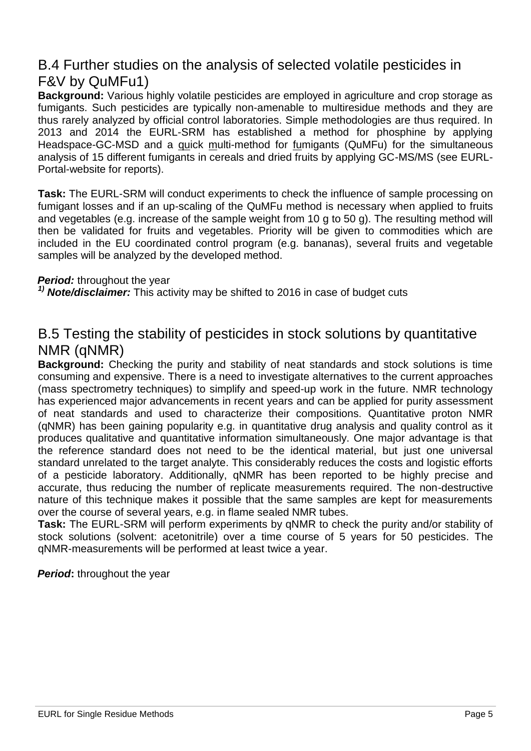## B.4 Further studies on the analysis of selected volatile pesticides in F&V by QuMFu1)

**Background:** Various highly volatile pesticides are employed in agriculture and crop storage as fumigants. Such pesticides are typically non-amenable to multiresidue methods and they are thus rarely analyzed by official control laboratories. Simple methodologies are thus required. In 2013 and 2014 the EURL-SRM has established a method for phosphine by applying Headspace-GC-MSD and a quick multi-method for fumigants (QuMFu) for the simultaneous analysis of 15 different fumigants in cereals and dried fruits by applying GC-MS/MS (see EURL-Portal-website for reports).

**Task:** The EURL-SRM will conduct experiments to check the influence of sample processing on fumigant losses and if an up-scaling of the QuMFu method is necessary when applied to fruits and vegetables (e.g. increase of the sample weight from 10 g to 50 g). The resulting method will then be validated for fruits and vegetables. Priority will be given to commodities which are included in the EU coordinated control program (e.g. bananas), several fruits and vegetable samples will be analyzed by the developed method.

***Period:*** throughout the year

[1)] ***Note/disclaimer:*** This activity may be shifted to 2016 in case of budget cuts

## B.5 Testing the stability of pesticides in stock solutions by quantitative NMR (qNMR)

**Background:** Checking the purity and stability of neat standards and stock solutions is time consuming and expensive. There is a need to investigate alternatives to the current approaches (mass spectrometry techniques) to simplify and speed-up work in the future. NMR technology has experienced major advancements in recent years and can be applied for purity assessment of neat standards and used to characterize their compositions. Quantitative proton NMR (qNMR) has been gaining popularity e.g. in quantitative drug analysis and quality control as it produces qualitative and quantitative information simultaneously. One major advantage is that the reference standard does not need to be the identical material, but just one universal standard unrelated to the target analyte. This considerably reduces the costs and logistic efforts of a pesticide laboratory. Additionally, qNMR has been reported to be highly precise and accurate, thus reducing the number of replicate measurements required. The non-destructive nature of this technique makes it possible that the same samples are kept for measurements over the course of several years, e.g. in flame sealed NMR tubes.

**Task:** The EURL-SRM will perform experiments by qNMR to check the purity and/or stability of stock solutions (solvent: acetonitrile) over a time course of 5 years for 50 pesticides. The qNMR-measurements will be performed at least twice a year.

***Period*:** throughout the year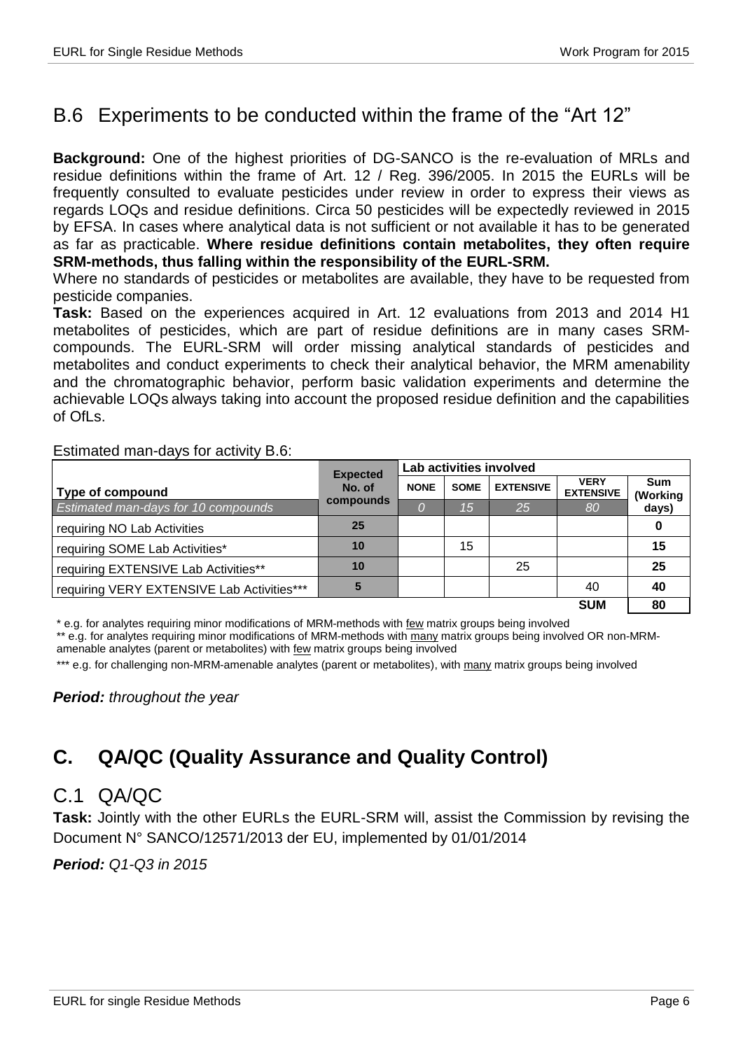## B.6 Experiments to be conducted within the frame of the “Art 12”

**Background:** One of the highest priorities of DG-SANCO is the re-evaluation of MRLs and residue definitions within the frame of Art. 12 / Reg. 396/2005. In 2015 the EURLs will be frequently consulted to evaluate pesticides under review in order to express their views as regards LOQs and residue definitions. Circa 50 pesticides will be expectedly reviewed in 2015 by EFSA. In cases where analytical data is not sufficient or not available it has to be generated as far as practicable. **Where residue definitions contain metabolites, they often require SRM-methods, thus falling within the responsibility of the EURL-SRM.**

Where no standards of pesticides or metabolites are available, they have to be requested from pesticide companies.

**Task:** Based on the experiences acquired in Art. 12 evaluations from 2013 and 2014 H1 metabolites of pesticides, which are part of residue definitions are in many cases SRM-compounds. The EURL-SRM will order missing analytical standards of pesticides and metabolites and conduct experiments to check their analytical behavior, the MRM amenability and the chromatographic behavior, perform basic validation experiments and determine the achievable LOQs always taking into account the proposed residue definition and the capabilities of OfLs.

Estimated man-days for activity B.6:

| Type of compound | Expected No. of compounds | Lab activities involved | | | | Sum (Working days) |
|---|---|---|---|---|---|---|
| | | NONE | SOME | EXTENSIVE | VERY EXTENSIVE | |
| *Estimated man-days for 10 compounds* | | *0* | *15* | *25* | *80* | |
| requiring NO Lab Activities | 25 | | | | | **0** |
| requiring SOME Lab Activities* | 10 | | 15 | | | **15** |
| requiring EXTENSIVE Lab Activities** | 10 | | | 25 | | **25** |
| requiring VERY EXTENSIVE Lab Activities*** | 5 | | | | 40 | **40** |
| | | | | | **SUM** | **80** |

\* e.g. for analytes requiring minor modifications of MRM-methods with few matrix groups being involved

** e.g. for analytes requiring minor modifications of MRM-methods with many matrix groups being involved OR non-MRM-amenable analytes (parent or metabolites) with few matrix groups being involved

*** e.g. for challenging non-MRM-amenable analytes (parent or metabolites), with many matrix groups being involved

***Period:*** *throughout the year*

# C. QA/QC (Quality Assurance and Quality Control)

## C.1 QA/QC

**Task:** Jointly with the other EURLs the EURL-SRM will, assist the Commission by revising the Document N° SANCO/12571/2013 der EU, implemented by 01/01/2014

***Period:*** *Q1-Q3 in 2015*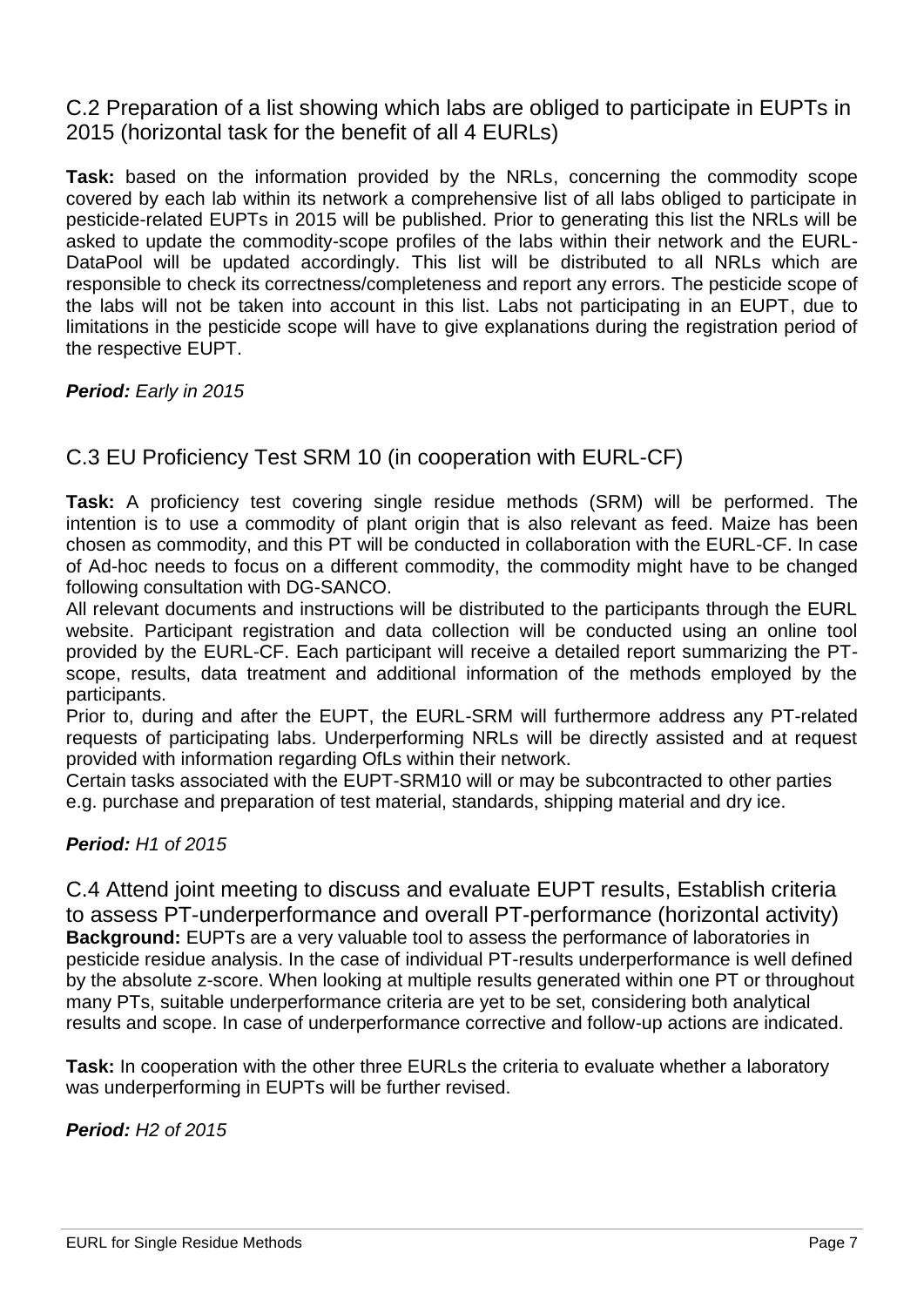## C.2 Preparation of a list showing which labs are obliged to participate in EUPTs in 2015 (horizontal task for the benefit of all 4 EURLs)

**Task:** based on the information provided by the NRLs, concerning the commodity scope covered by each lab within its network a comprehensive list of all labs obliged to participate in pesticide-related EUPTs in 2015 will be published. Prior to generating this list the NRLs will be asked to update the commodity-scope profiles of the labs within their network and the EURL-DataPool will be updated accordingly. This list will be distributed to all NRLs which are responsible to check its correctness/completeness and report any errors. The pesticide scope of the labs will not be taken into account in this list. Labs not participating in an EUPT, due to limitations in the pesticide scope will have to give explanations during the registration period of the respective EUPT.

***Period:** Early in 2015*

## C.3 EU Proficiency Test SRM 10 (in cooperation with EURL-CF)

**Task:** A proficiency test covering single residue methods (SRM) will be performed. The intention is to use a commodity of plant origin that is also relevant as feed. Maize has been chosen as commodity, and this PT will be conducted in collaboration with the EURL-CF. In case of Ad-hoc needs to focus on a different commodity, the commodity might have to be changed following consultation with DG-SANCO.

All relevant documents and instructions will be distributed to the participants through the EURL website. Participant registration and data collection will be conducted using an online tool provided by the EURL-CF. Each participant will receive a detailed report summarizing the PT-scope, results, data treatment and additional information of the methods employed by the participants.

Prior to, during and after the EUPT, the EURL-SRM will furthermore address any PT-related requests of participating labs. Underperforming NRLs will be directly assisted and at request provided with information regarding OfLs within their network.

Certain tasks associated with the EUPT-SRM10 will or may be subcontracted to other parties e.g. purchase and preparation of test material, standards, shipping material and dry ice.

***Period:** H1 of 2015*

## C.4 Attend joint meeting to discuss and evaluate EUPT results, Establish criteria to assess PT-underperformance and overall PT-performance (horizontal activity)

**Background:** EUPTs are a very valuable tool to assess the performance of laboratories in pesticide residue analysis. In the case of individual PT-results underperformance is well defined by the absolute z-score. When looking at multiple results generated within one PT or throughout many PTs, suitable underperformance criteria are yet to be set, considering both analytical results and scope. In case of underperformance corrective and follow-up actions are indicated.

**Task:** In cooperation with the other three EURLs the criteria to evaluate whether a laboratory was underperforming in EUPTs will be further revised.

***Period:** H2 of 2015*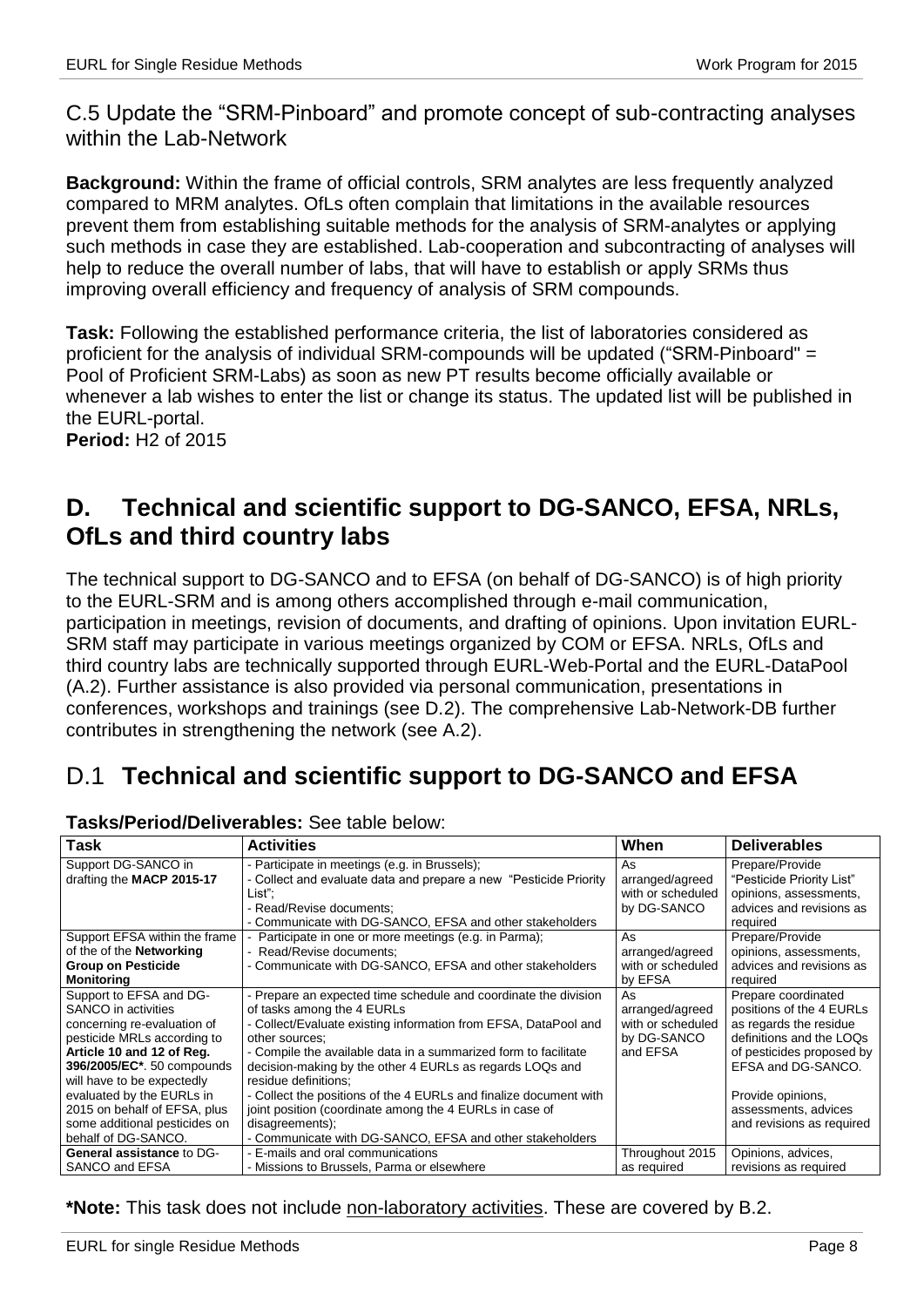## C.5 Update the "SRM-Pinboard" and promote concept of sub-contracting analyses within the Lab-Network

**Background:** Within the frame of official controls, SRM analytes are less frequently analyzed compared to MRM analytes. OfLs often complain that limitations in the available resources prevent them from establishing suitable methods for the analysis of SRM-analytes or applying such methods in case they are established. Lab-cooperation and subcontracting of analyses will help to reduce the overall number of labs, that will have to establish or apply SRMs thus improving overall efficiency and frequency of analysis of SRM compounds.

**Task:** Following the established performance criteria, the list of laboratories considered as proficient for the analysis of individual SRM-compounds will be updated ("SRM-Pinboard" = Pool of Proficient SRM-Labs) as soon as new PT results become officially available or whenever a lab wishes to enter the list or change its status. The updated list will be published in the EURL-portal.
**Period:** H2 of 2015

# D. Technical and scientific support to DG-SANCO, EFSA, NRLs, OfLs and third country labs

The technical support to DG-SANCO and to EFSA (on behalf of DG-SANCO) is of high priority to the EURL-SRM and is among others accomplished through e-mail communication, participation in meetings, revision of documents, and drafting of opinions. Upon invitation EURL-SRM staff may participate in various meetings organized by COM or EFSA. NRLs, OfLs and third country labs are technically supported through EURL-Web-Portal and the EURL-DataPool (A.2). Further assistance is also provided via personal communication, presentations in conferences, workshops and trainings (see D.2). The comprehensive Lab-Network-DB further contributes in strengthening the network (see A.2).

## D.1 Technical and scientific support to DG-SANCO and EFSA

**Tasks/Period/Deliverables:** See table below:

| Task | Activities | When | Deliverables |
|---|---|---|---|
| Support DG-SANCO in drafting the **MACP 2015-17** | - Participate in meetings (e.g. in Brussels);<br>- Collect and evaluate data and prepare a new "Pesticide Priority List";<br>- Read/Revise documents;<br>- Communicate with DG-SANCO, EFSA and other stakeholders | As arranged/agreed with or scheduled by DG-SANCO | Prepare/Provide "Pesticide Priority List" opinions, assessments, advices and revisions as required |
| Support EFSA within the frame of the of the **Networking Group on Pesticide Monitoring** | - Participate in one or more meetings (e.g. in Parma);<br>- Read/Revise documents;<br>- Communicate with DG-SANCO, EFSA and other stakeholders | As arranged/agreed with or scheduled by EFSA | Prepare/Provide opinions, assessments, advices and revisions as required |
| Support to EFSA and DG-SANCO in activities concerning re-evaluation of pesticide MRLs according to **Article 10 and 12 of Reg. 396/2005/EC***. 50 compounds will have to be expectedly evaluated by the EURLs in 2015 on behalf of EFSA, plus some additional pesticides on behalf of DG-SANCO. | - Prepare an expected time schedule and coordinate the division of tasks among the 4 EURLs<br>- Collect/Evaluate existing information from EFSA, DataPool and other sources;<br>- Compile the available data in a summarized form to facilitate decision-making by the other 4 EURLs as regards LOQs and residue definitions;<br>- Collect the positions of the 4 EURLs and finalize document with joint position (coordinate among the 4 EURLs in case of disagreements);<br>- Communicate with DG-SANCO, EFSA and other stakeholders | As arranged/agreed with or scheduled by DG-SANCO and EFSA | Prepare coordinated positions of the 4 EURLs as regards the residue definitions and the LOQs of pesticides proposed by EFSA and DG-SANCO.<br><br>Provide opinions, assessments, advices and revisions as required |
| **General assistance** to DG-SANCO and EFSA | - E-mails and oral communications<br>- Missions to Brussels, Parma or elsewhere | Throughout 2015 as required | Opinions, advices, revisions as required |

***Note:** This task does not include <u>non-laboratory activities</u>. These are covered by B.2.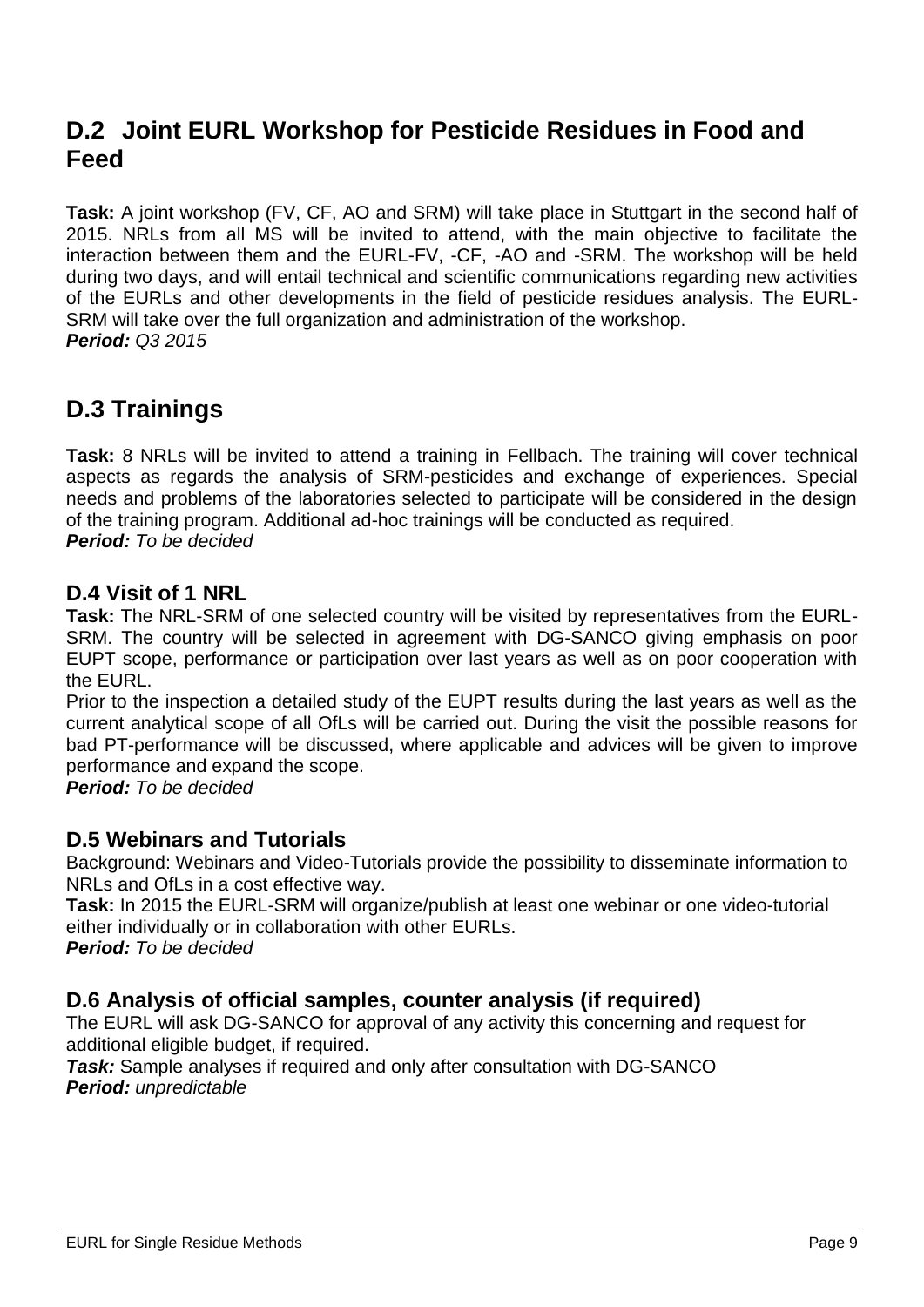## D.2 Joint EURL Workshop for Pesticide Residues in Food and Feed

**Task:** A joint workshop (FV, CF, AO and SRM) will take place in Stuttgart in the second half of 2015. NRLs from all MS will be invited to attend, with the main objective to facilitate the interaction between them and the EURL-FV, -CF, -AO and -SRM. The workshop will be held during two days, and will entail technical and scientific communications regarding new activities of the EURLs and other developments in the field of pesticide residues analysis. The EURL-SRM will take over the full organization and administration of the workshop.
***Period:*** *Q3 2015*

## D.3 Trainings

**Task:** 8 NRLs will be invited to attend a training in Fellbach. The training will cover technical aspects as regards the analysis of SRM-pesticides and exchange of experiences. Special needs and problems of the laboratories selected to participate will be considered in the design of the training program. Additional ad-hoc trainings will be conducted as required.
***Period:*** *To be decided*

### D.4 Visit of 1 NRL

**Task:** The NRL-SRM of one selected country will be visited by representatives from the EURL-SRM. The country will be selected in agreement with DG-SANCO giving emphasis on poor EUPT scope, performance or participation over last years as well as on poor cooperation with the EURL.

Prior to the inspection a detailed study of the EUPT results during the last years as well as the current analytical scope of all OfLs will be carried out. During the visit the possible reasons for bad PT-performance will be discussed, where applicable and advices will be given to improve performance and expand the scope.
***Period:*** *To be decided*

### D.5 Webinars and Tutorials

Background: Webinars and Video-Tutorials provide the possibility to disseminate information to NRLs and OfLs in a cost effective way.
**Task:** In 2015 the EURL-SRM will organize/publish at least one webinar or one video-tutorial either individually or in collaboration with other EURLs.
***Period:*** *To be decided*

### D.6 Analysis of official samples, counter analysis (if required)

The EURL will ask DG-SANCO for approval of any activity this concerning and request for additional eligible budget, if required.
***Task:*** Sample analyses if required and only after consultation with DG-SANCO
***Period:*** *unpredictable*